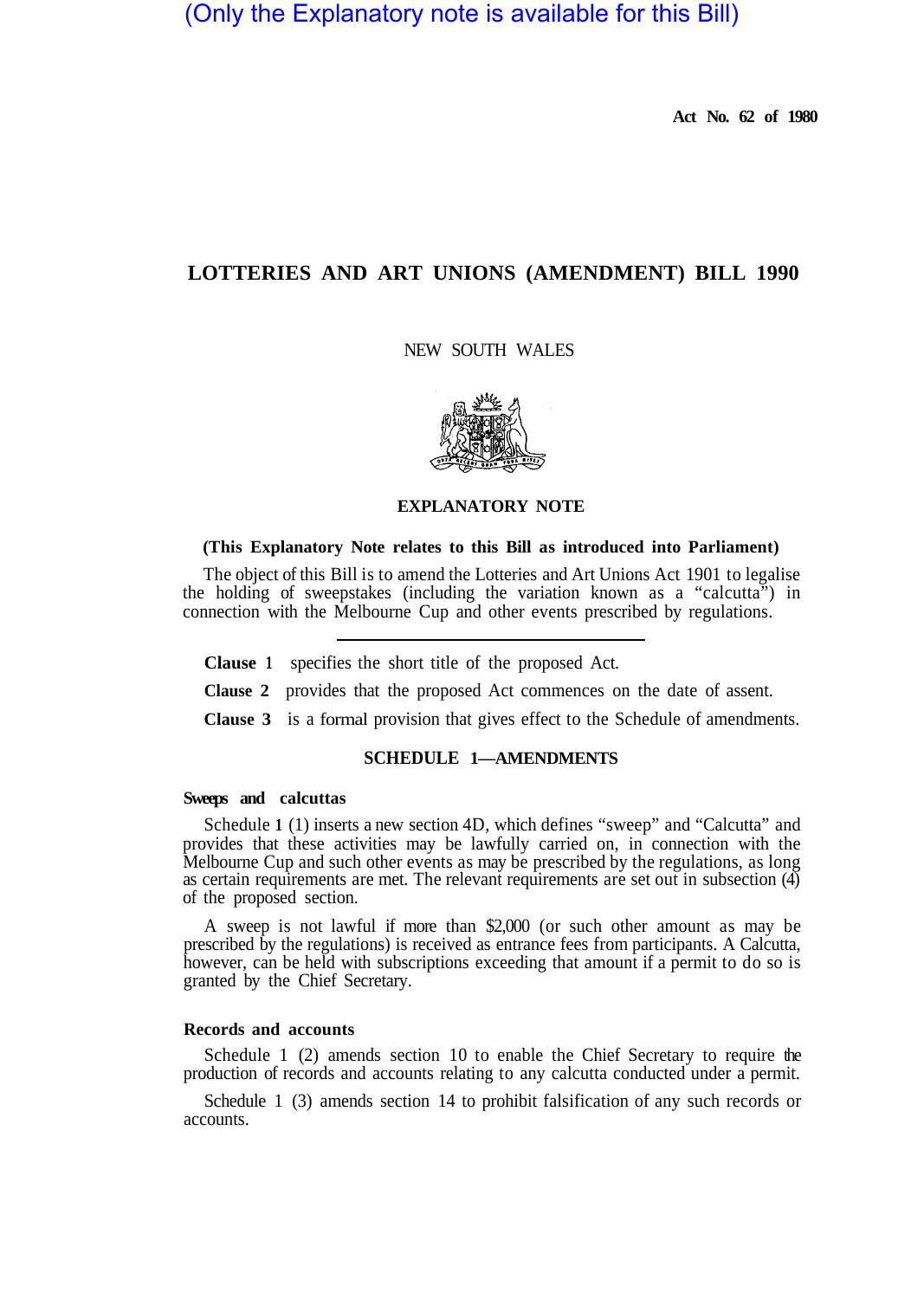(Only the Explanatory note is available for this Bill)

**Act No. 62 of 1980**

# LOTTERIES AND ART UNIONS (AMENDMENT) BILL 1990

NEW SOUTH WALES

## EXPLANATORY NOTE

**(This Explanatory Note relates to this Bill as introduced into Parliament)**

The object of this Bill is to amend the Lotteries and Art Unions Act 1901 to legalise the holding of sweepstakes (including the variation known as a "calcutta") in connection with the Melbourne Cup and other events prescribed by regulations.

---

**Clause 1** specifies the short title of the proposed Act.

**Clause 2** provides that the proposed Act commences on the date of assent.

**Clause 3** is a formal provision that gives effect to the Schedule of amendments.

### SCHEDULE 1—AMENDMENTS

**Sweeps and calcuttas**

Schedule 1 (1) inserts a new section 4D, which defines "sweep" and "Calcutta" and provides that these activities may be lawfully carried on, in connection with the Melbourne Cup and such other events as may be prescribed by the regulations, as long as certain requirements are met. The relevant requirements are set out in subsection (4) of the proposed section.

A sweep is not lawful if more than $2,000 (or such other amount as may be prescribed by the regulations) is received as entrance fees from participants. A Calcutta, however, can be held with subscriptions exceeding that amount if a permit to do so is granted by the Chief Secretary.

**Records and accounts**

Schedule 1 (2) amends section 10 to enable the Chief Secretary to require the production of records and accounts relating to any calcutta conducted under a permit.

Schedule 1 (3) amends section 14 to prohibit falsification of any such records or accounts.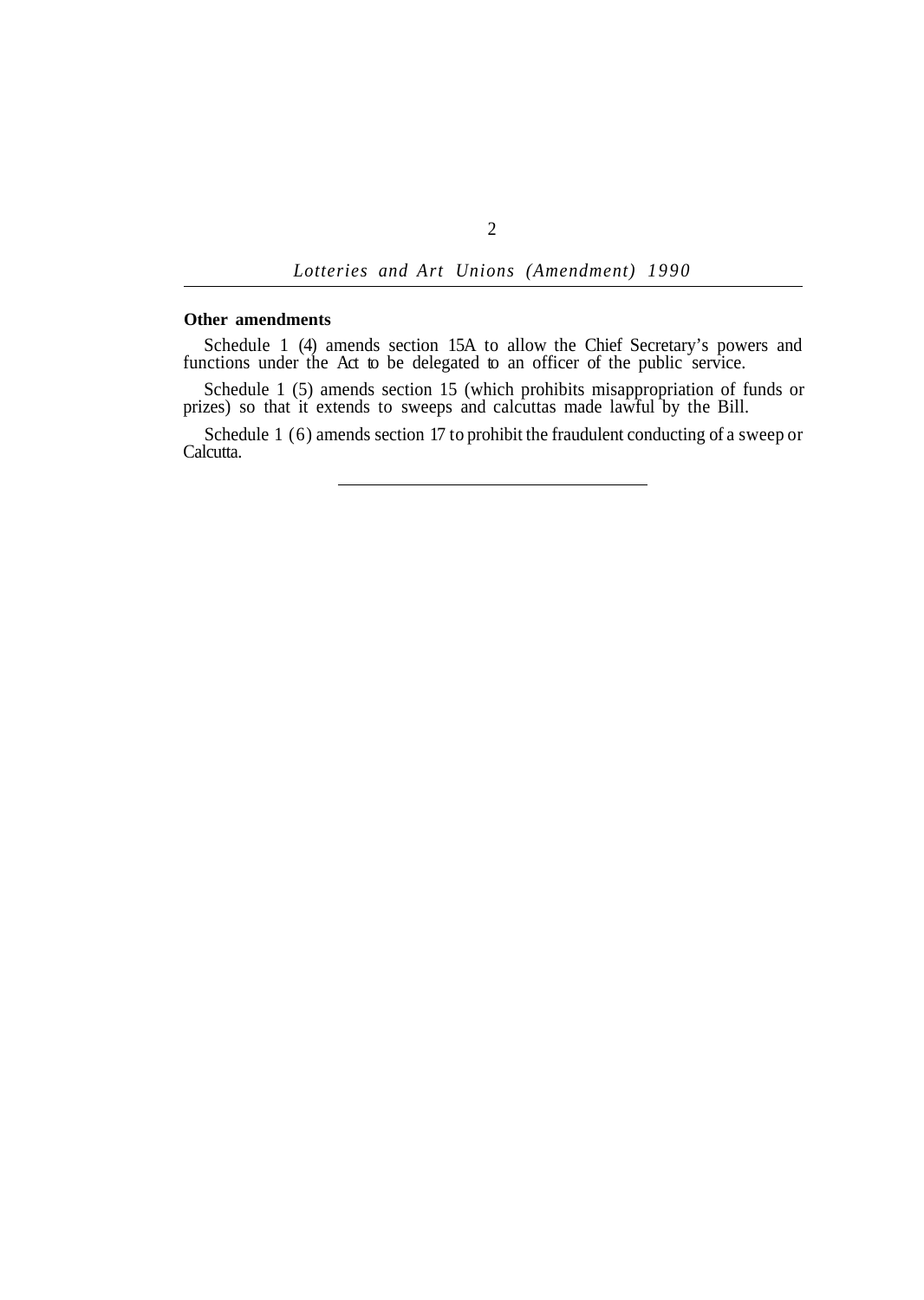**Other amendments**

Schedule 1 (4) amends section 15A to allow the Chief Secretary's powers and functions under the Act to be delegated to an officer of the public service.

Schedule 1 (5) amends section 15 (which prohibits misappropriation of funds or prizes) so that it extends to sweeps and calcuttas made lawful by the Bill.

Schedule 1 (6) amends section 17 to prohibit the fraudulent conducting of a sweep or Calcutta.